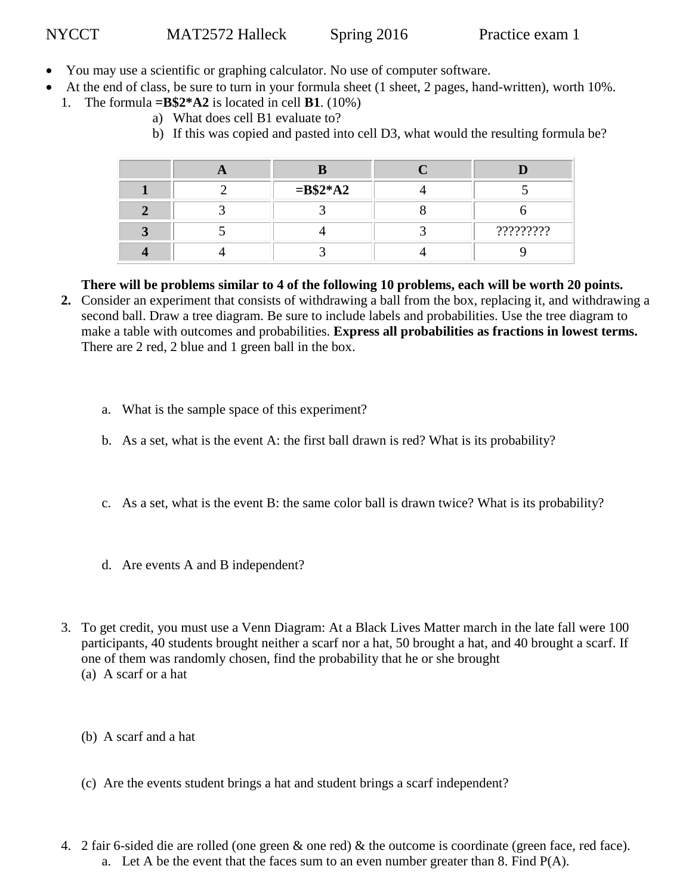NYCCT MAT2572 Halleck Spring 2016 Practice exam 1

- You may use a scientific or graphing calculator. No use of computer software.
- At the end of class, be sure to turn in your formula sheet (1 sheet, 2 pages, hand-written), worth 10%.

1. The formula **=B$2*A2** is located in cell **B1**. (10%)
   a) What does cell B1 evaluate to?
   b) If this was copied and pasted into cell D3, what would the resulting formula be?

| | A | B | C | D |
|---|---|---|---|---|
| **1** | 2 | **=B$2*A2** | 4 | 5 |
| **2** | 3 | 3 | 8 | 6 |
| **3** | 5 | 4 | 3 | ????????? |
| **4** | 4 | 3 | 4 | 9 |

**There will be problems similar to 4 of the following 10 problems, each will be worth 20 points.**

2. Consider an experiment that consists of withdrawing a ball from the box, replacing it, and withdrawing a second ball. Draw a tree diagram. Be sure to include labels and probabilities. Use the tree diagram to make a table with outcomes and probabilities. **Express all probabilities as fractions in lowest terms.** There are 2 red, 2 blue and 1 green ball in the box.

   a. What is the sample space of this experiment?

   b. As a set, what is the event A: the first ball drawn is red? What is its probability?

   c. As a set, what is the event B: the same color ball is drawn twice? What is its probability?

   d. Are events A and B independent?

3. To get credit, you must use a Venn Diagram: At a Black Lives Matter march in the late fall were 100 participants, 40 students brought neither a scarf nor a hat, 50 brought a hat, and 40 brought a scarf. If one of them was randomly chosen, find the probability that he or she brought
   (a) A scarf or a hat

   (b) A scarf and a hat

   (c) Are the events student brings a hat and student brings a scarf independent?

4. 2 fair 6-sided die are rolled (one green & one red) & the outcome is coordinate (green face, red face).
   a. Let A be the event that the faces sum to an even number greater than 8. Find P(A).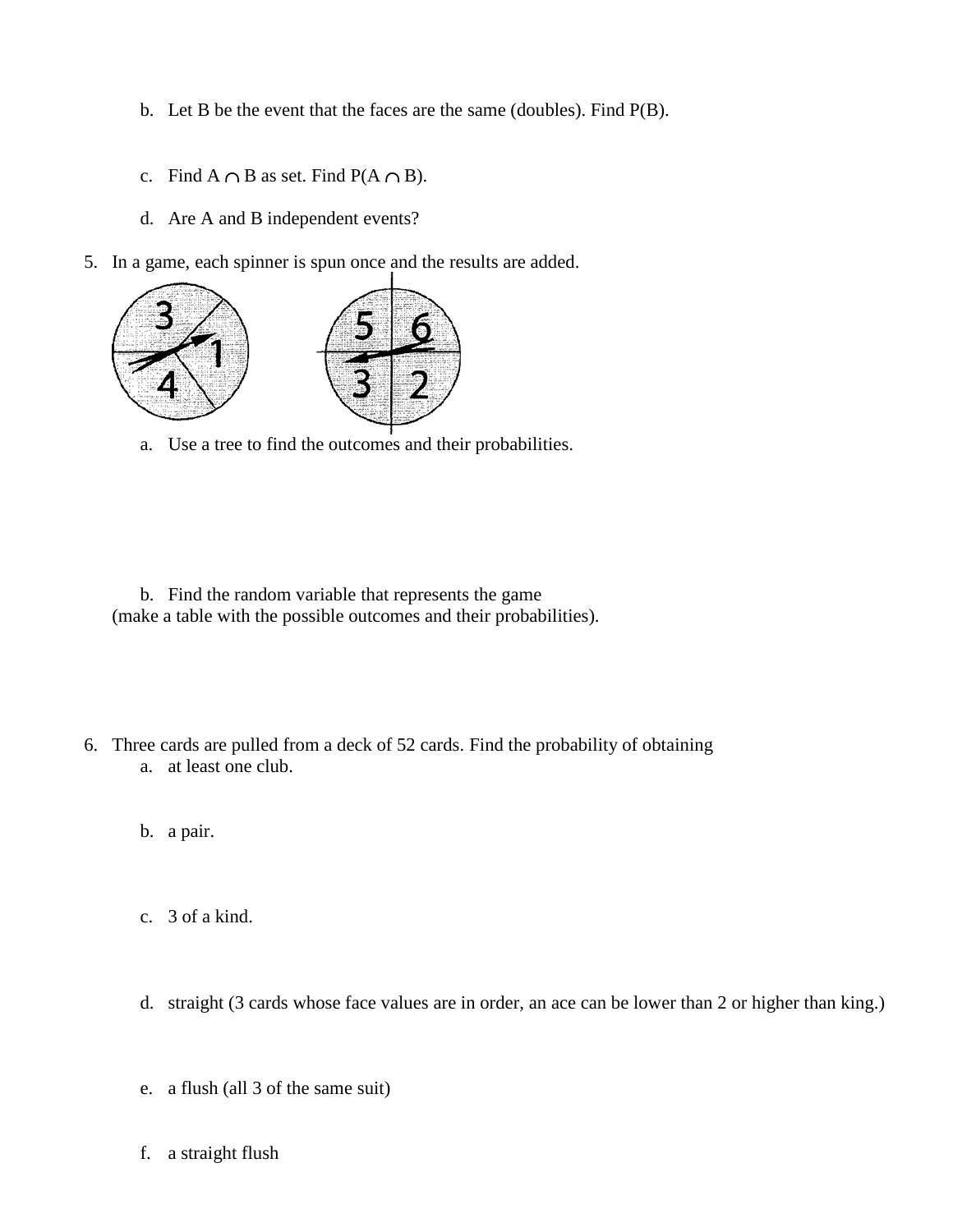b. Let B be the event that the faces are the same (doubles). Find P(B).

c. Find $A \cap B$ as set. Find $P(A \cap B)$.

d. Are A and B independent events?

5. In a game, each spinner is spun once and the results are added.

   a. Use a tree to find the outcomes and their probabilities.

   b. Find the random variable that represents the game (make a table with the possible outcomes and their probabilities).

6. Three cards are pulled from a deck of 52 cards. Find the probability of obtaining

   a. at least one club.

   b. a pair.

   c. 3 of a kind.

   d. straight (3 cards whose face values are in order, an ace can be lower than 2 or higher than king.)

   e. a flush (all 3 of the same suit)

   f. a straight flush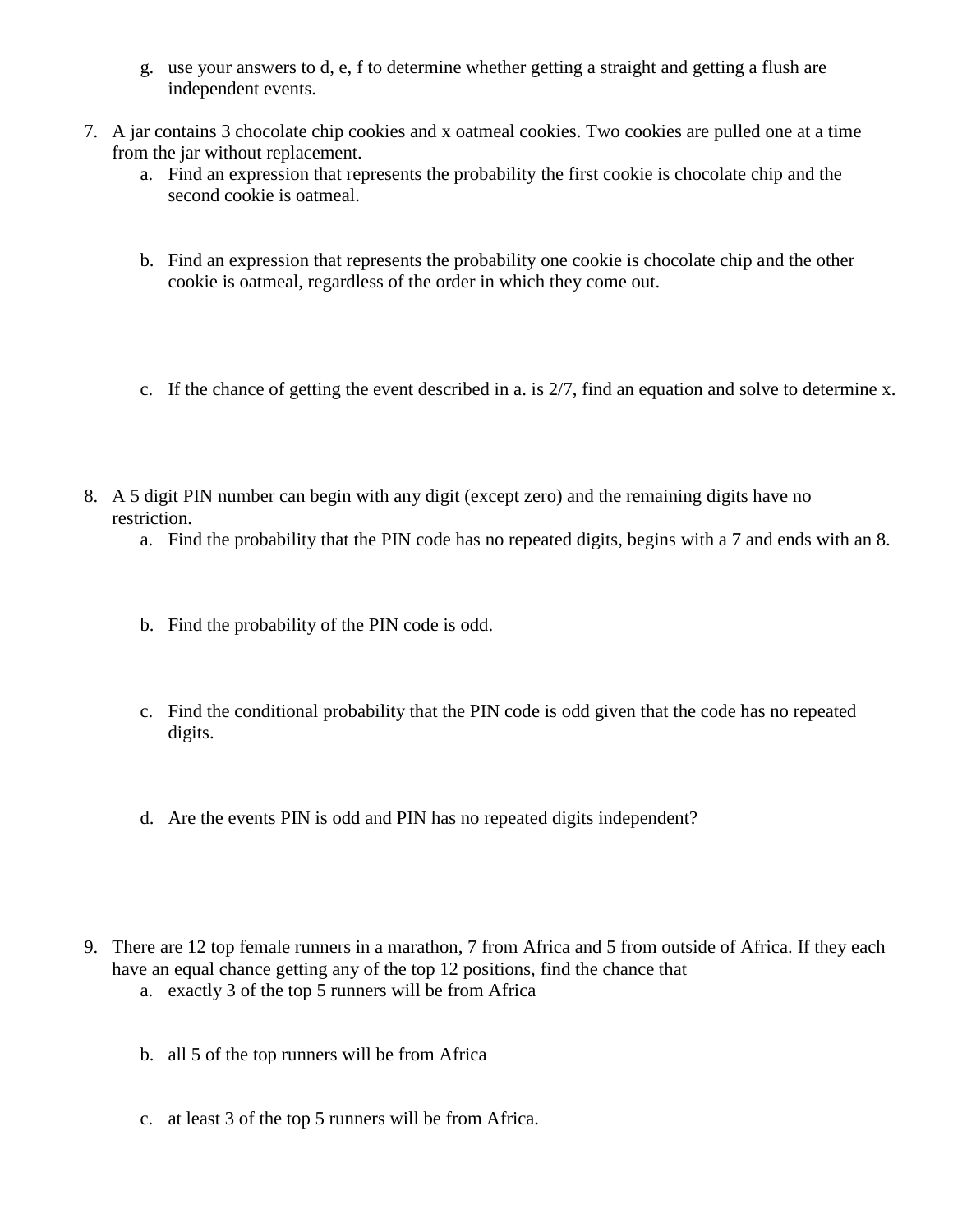g. use your answers to d, e, f to determine whether getting a straight and getting a flush are independent events.

7. A jar contains 3 chocolate chip cookies and x oatmeal cookies. Two cookies are pulled one at a time from the jar without replacement.
   a. Find an expression that represents the probability the first cookie is chocolate chip and the second cookie is oatmeal.

   b. Find an expression that represents the probability one cookie is chocolate chip and the other cookie is oatmeal, regardless of the order in which they come out.

   c. If the chance of getting the event described in a. is 2/7, find an equation and solve to determine x.

8. A 5 digit PIN number can begin with any digit (except zero) and the remaining digits have no restriction.
   a. Find the probability that the PIN code has no repeated digits, begins with a 7 and ends with an 8.

   b. Find the probability of the PIN code is odd.

   c. Find the conditional probability that the PIN code is odd given that the code has no repeated digits.

   d. Are the events PIN is odd and PIN has no repeated digits independent?

9. There are 12 top female runners in a marathon, 7 from Africa and 5 from outside of Africa. If they each have an equal chance getting any of the top 12 positions, find the chance that
   a. exactly 3 of the top 5 runners will be from Africa

   b. all 5 of the top runners will be from Africa

   c. at least 3 of the top 5 runners will be from Africa.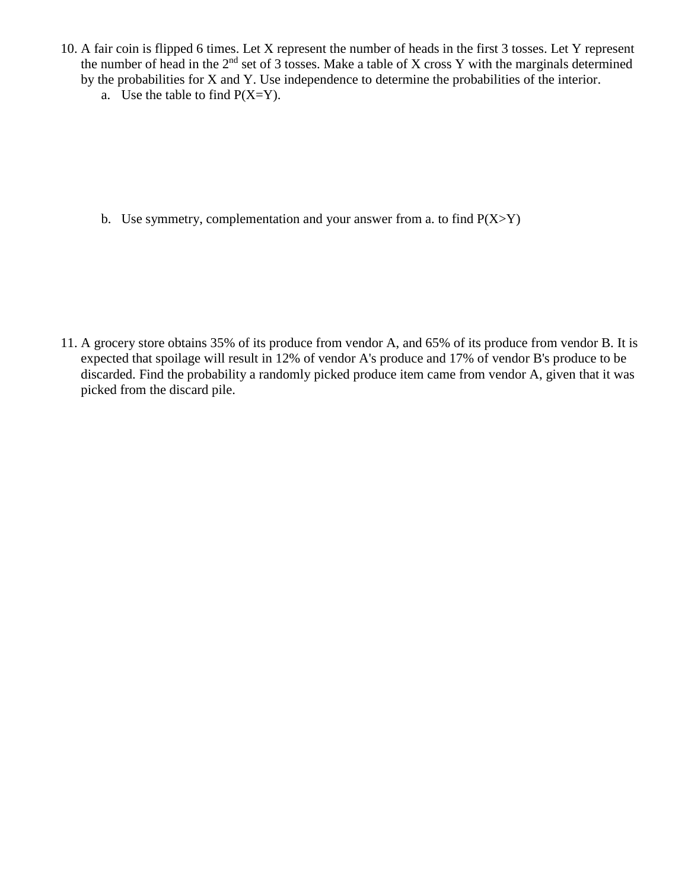10. A fair coin is flipped 6 times. Let X represent the number of heads in the first 3 tosses. Let Y represent the number of head in the 2$^{nd}$ set of 3 tosses. Make a table of X cross Y with the marginals determined by the probabilities for X and Y. Use independence to determine the probabilities of the interior.

    a. Use the table to find P(X=Y).

    b. Use symmetry, complementation and your answer from a. to find P(X>Y)

11. A grocery store obtains 35% of its produce from vendor A, and 65% of its produce from vendor B. It is expected that spoilage will result in 12% of vendor A's produce and 17% of vendor B's produce to be discarded. Find the probability a randomly picked produce item came from vendor A, given that it was picked from the discard pile.